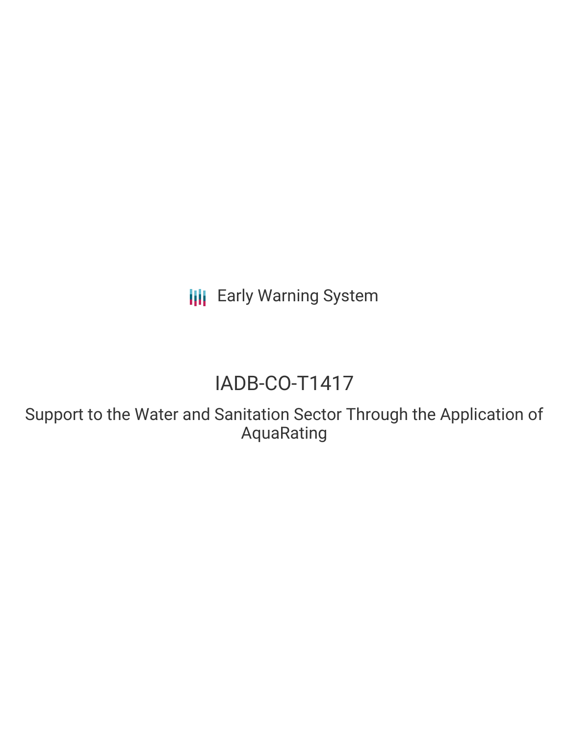Early Warning System

# IADB-CO-T1417

## Support to the Water and Sanitation Sector Through the Application of AquaRating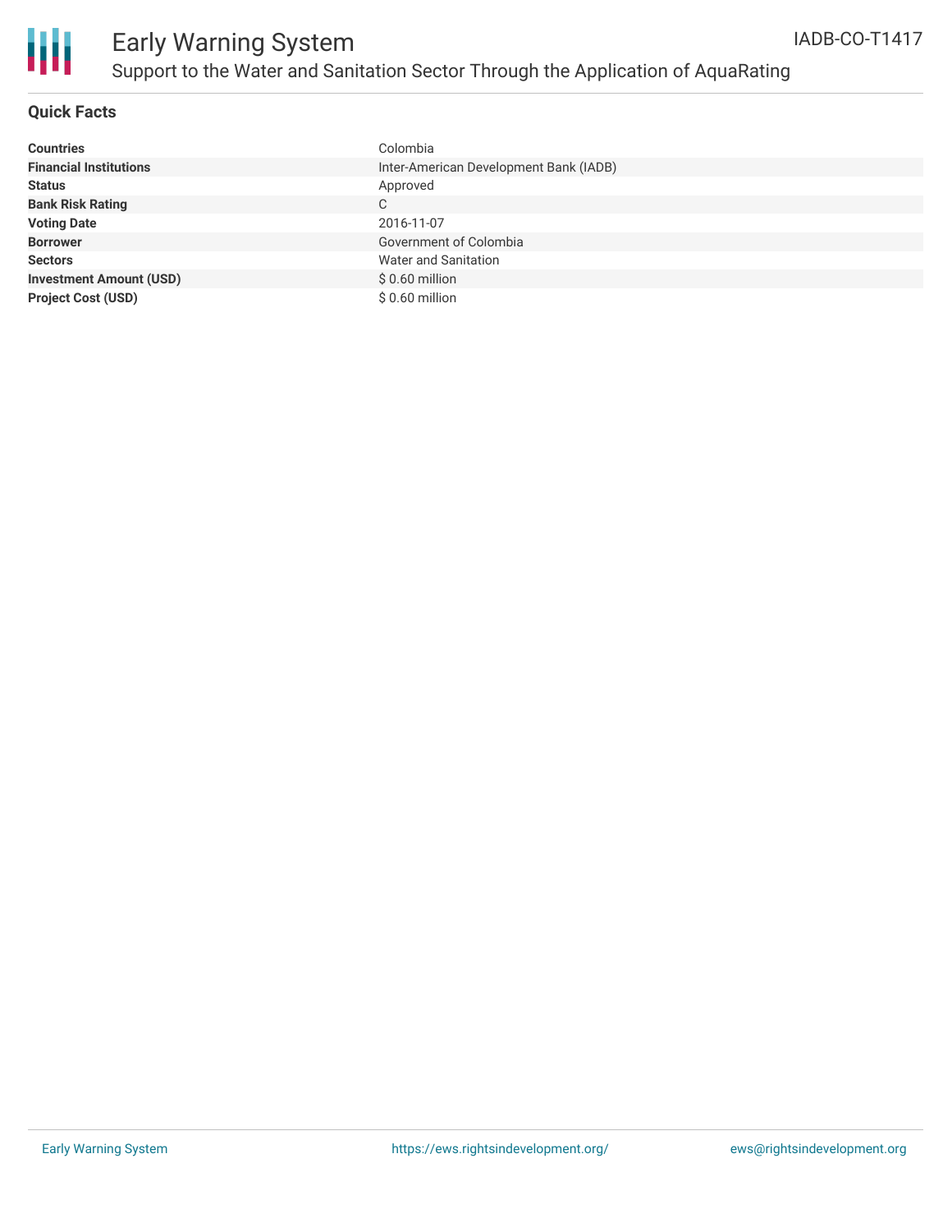# Early Warning System

## Support to the Water and Sanitation Sector Through the Application of AquaRating

IADB-CO-T1417

### Quick Facts

| | |
|---|---|
| **Countries** | Colombia |
| **Financial Institutions** | Inter-American Development Bank (IADB) |
| **Status** | Approved |
| **Bank Risk Rating** | C |
| **Voting Date** | 2016-11-07 |
| **Borrower** | Government of Colombia |
| **Sectors** | Water and Sanitation |
| **Investment Amount (USD)** | $ 0.60 million |
| **Project Cost (USD)** | $ 0.60 million |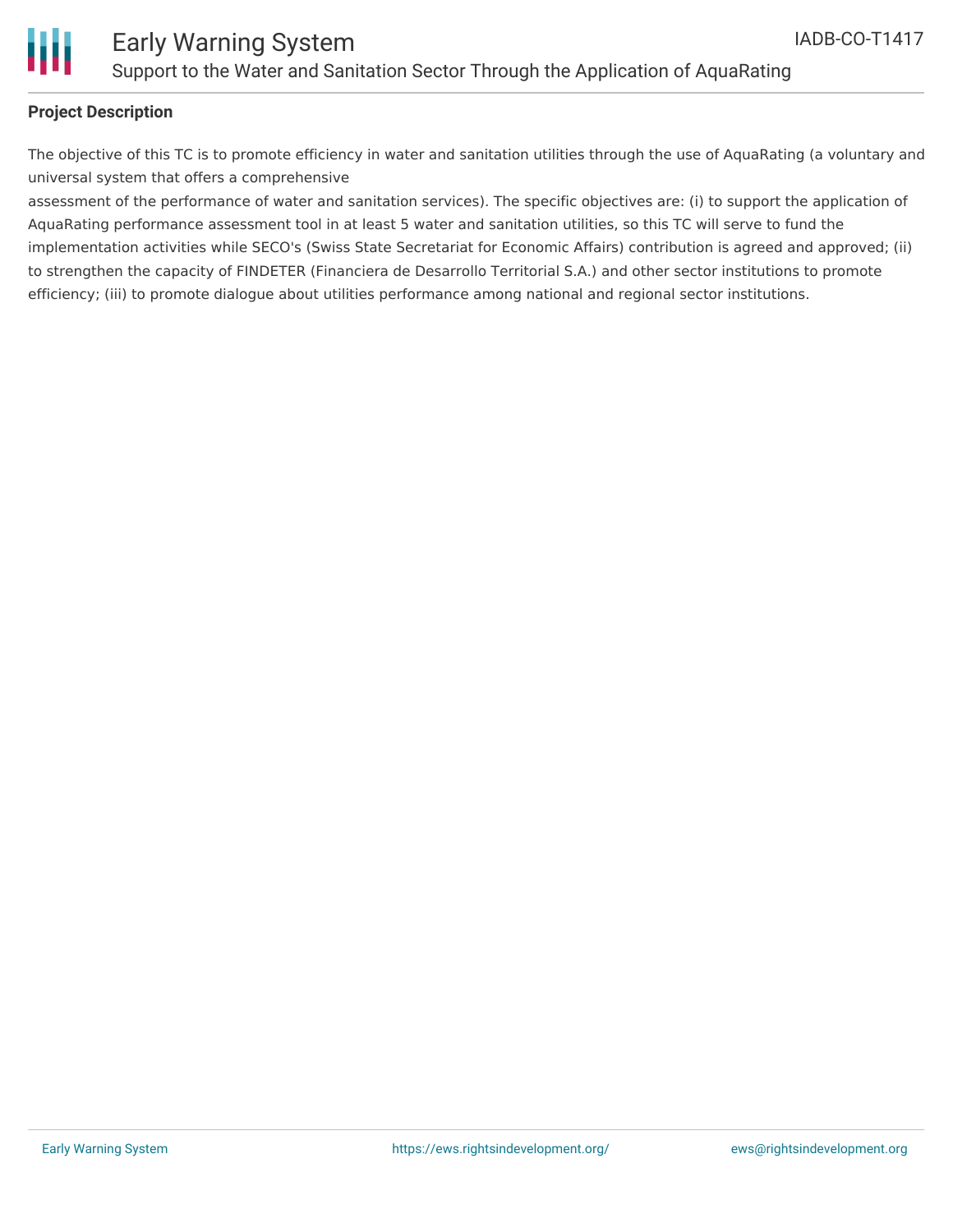**Project Description**

The objective of this TC is to promote efficiency in water and sanitation utilities through the use of AquaRating (a voluntary and universal system that offers a comprehensive assessment of the performance of water and sanitation services). The specific objectives are: (i) to support the application of AquaRating performance assessment tool in at least 5 water and sanitation utilities, so this TC will serve to fund the implementation activities while SECO's (Swiss State Secretariat for Economic Affairs) contribution is agreed and approved; (ii) to strengthen the capacity of FINDETER (Financiera de Desarrollo Territorial S.A.) and other sector institutions to promote efficiency; (iii) to promote dialogue about utilities performance among national and regional sector institutions.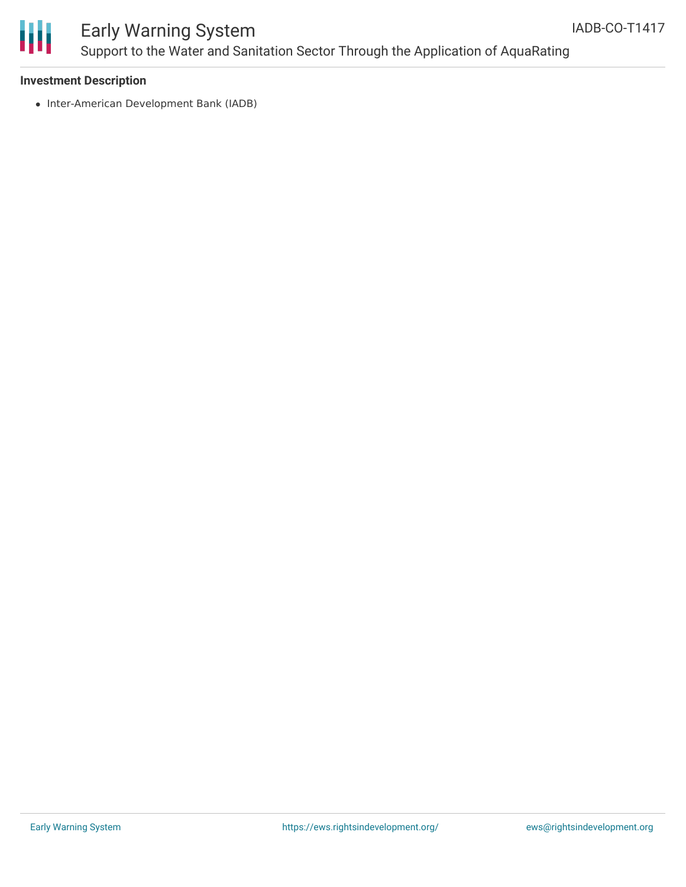**Investment Description**

- Inter-American Development Bank (IADB)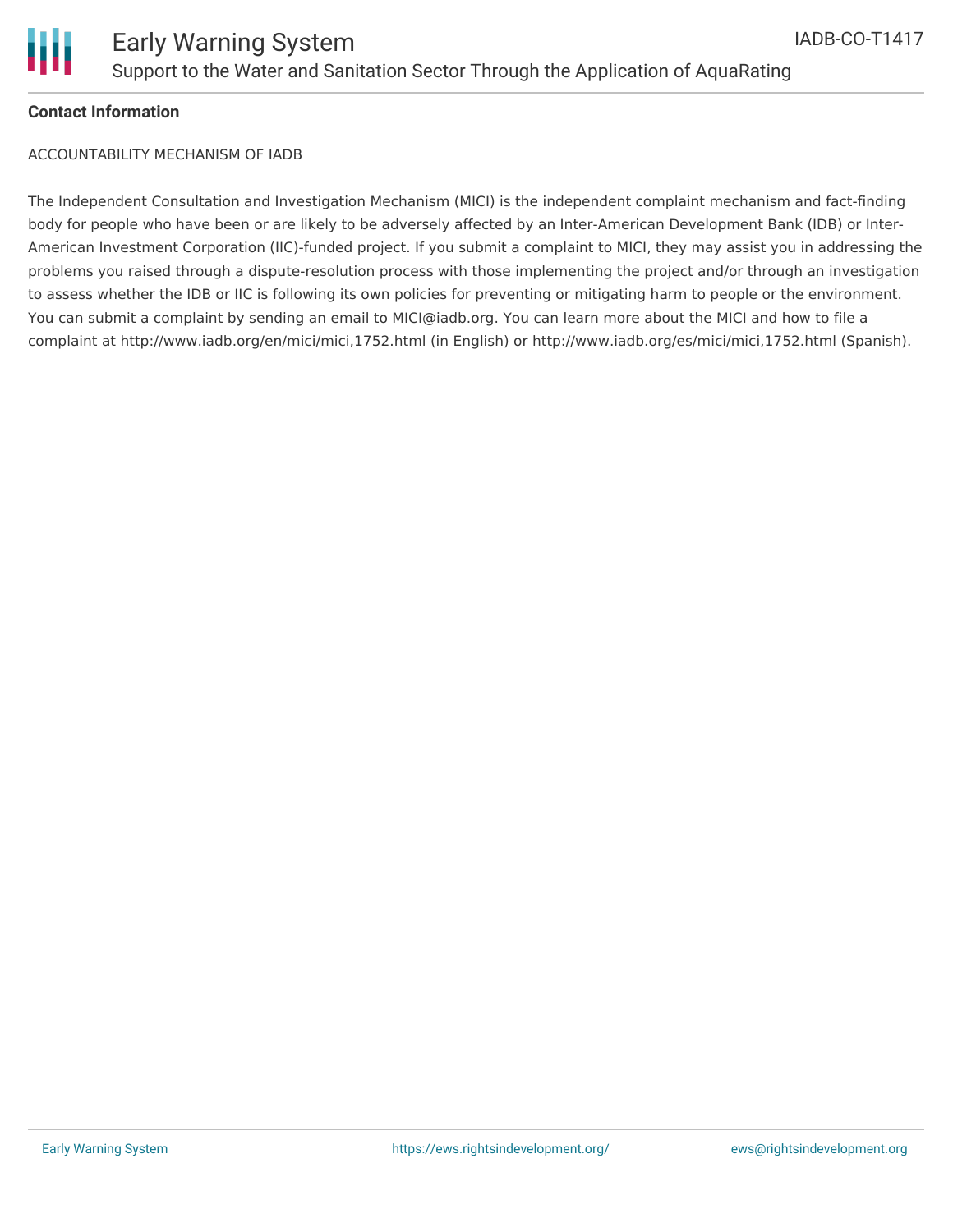**Contact Information**

ACCOUNTABILITY MECHANISM OF IADB

The Independent Consultation and Investigation Mechanism (MICI) is the independent complaint mechanism and fact-finding body for people who have been or are likely to be adversely affected by an Inter-American Development Bank (IDB) or Inter-American Investment Corporation (IIC)-funded project. If you submit a complaint to MICI, they may assist you in addressing the problems you raised through a dispute-resolution process with those implementing the project and/or through an investigation to assess whether the IDB or IIC is following its own policies for preventing or mitigating harm to people or the environment. You can submit a complaint by sending an email to MICI@iadb.org. You can learn more about the MICI and how to file a complaint at http://www.iadb.org/en/mici/mici,1752.html (in English) or http://www.iadb.org/es/mici/mici,1752.html (Spanish).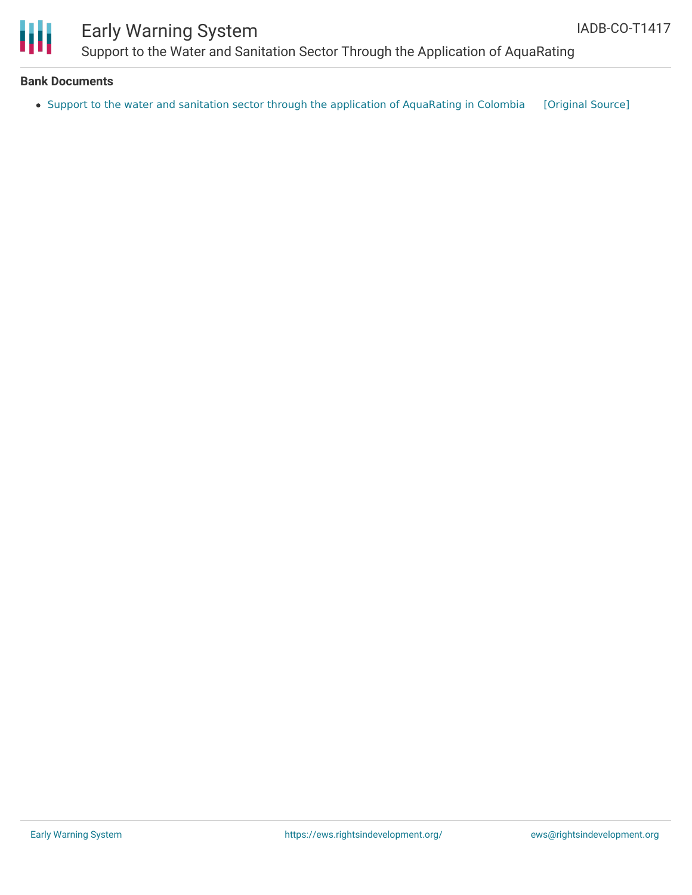**Bank Documents**

- Support to the water and sanitation sector through the application of AquaRating in Colombia [Original Source]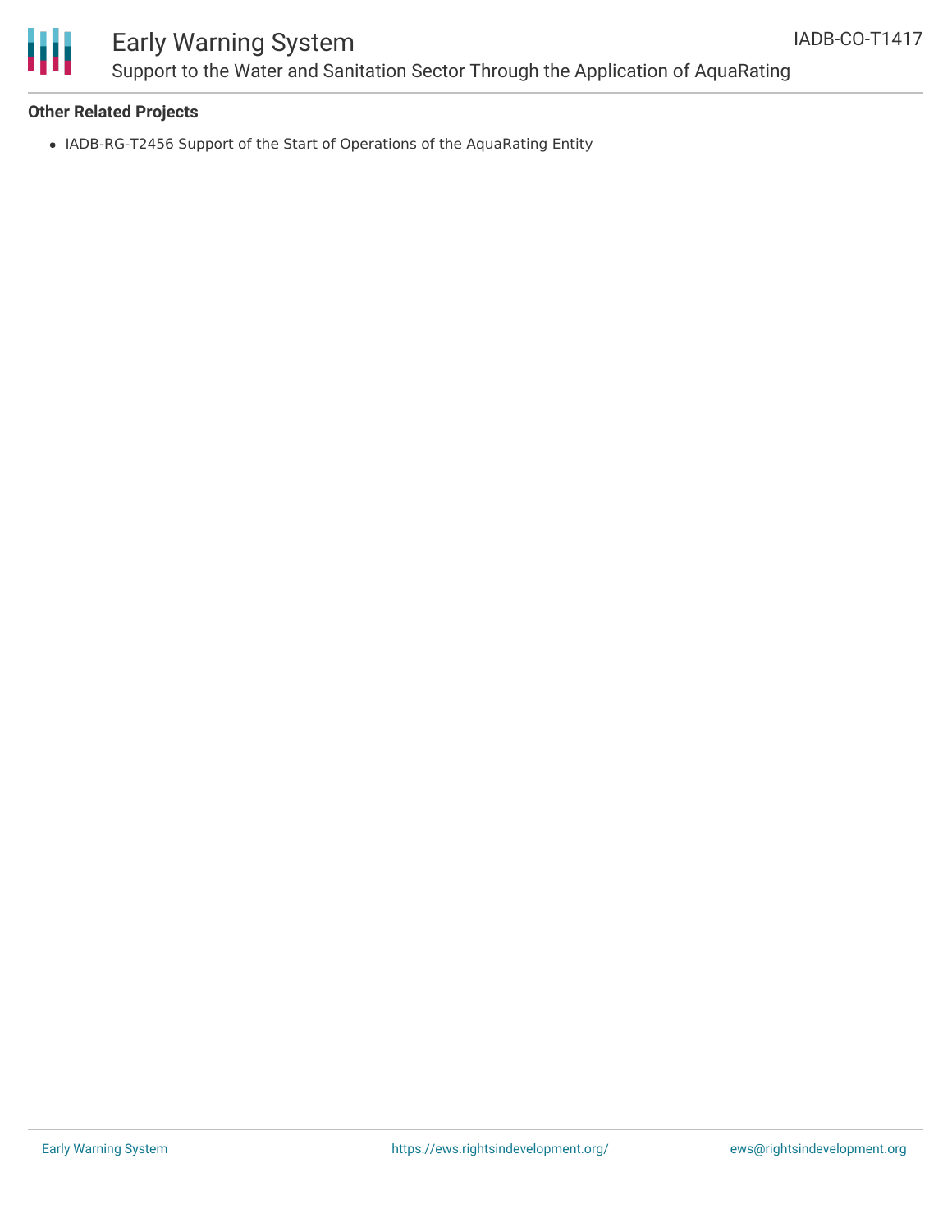**Other Related Projects**

- IADB-RG-T2456 Support of the Start of Operations of the AquaRating Entity